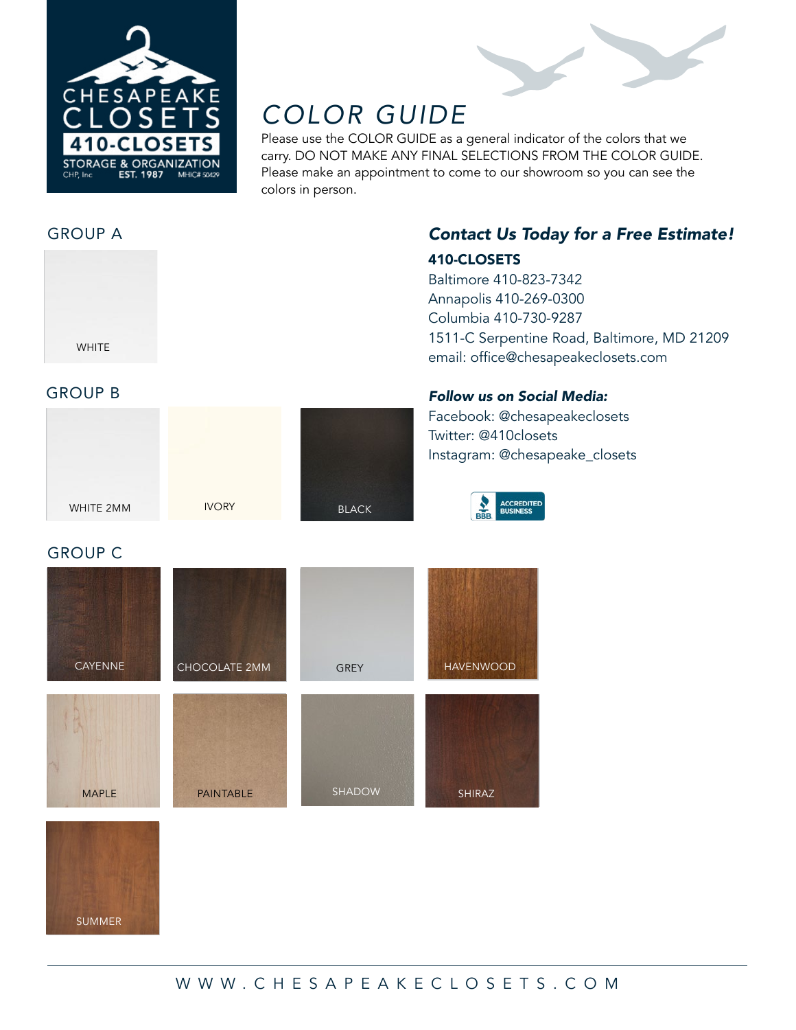CHESAPEAKE CLOSETS

410-CLOSETS

STORAGE & ORGANIZATION

CHP, Inc EST. 1987 MHIC# 50429

# *COLOR GUIDE*

Please use the COLOR GUIDE as a general indicator of the colors that we carry. DO NOT MAKE ANY FINAL SELECTIONS FROM THE COLOR GUIDE. Please make an appointment to come to our showroom so you can see the colors in person.

## GROUP A

WHITE

## GROUP B

WHITE 2MM

IVORY

BLACK

## GROUP C

CAYENNE

CHOCOLATE 2MM

GREY

HAVENWOOD

MAPLE

PAINTABLE

SHADOW

SHIRAZ

SUMMER

## *Contact Us Today for a Free Estimate!*

**410-CLOSETS**

Baltimore 410-823-7342
Annapolis 410-269-0300
Columbia 410-730-9287
1511-C Serpentine Road, Baltimore, MD 21209
email: office@chesapeakeclosets.com

***Follow us on Social Media:***

Facebook: @chesapeakeclosets
Twitter: @410closets
Instagram: @chesapeake_closets

BBB ACCREDITED BUSINESS

WWW.CHESAPEAKECLOSETS.COM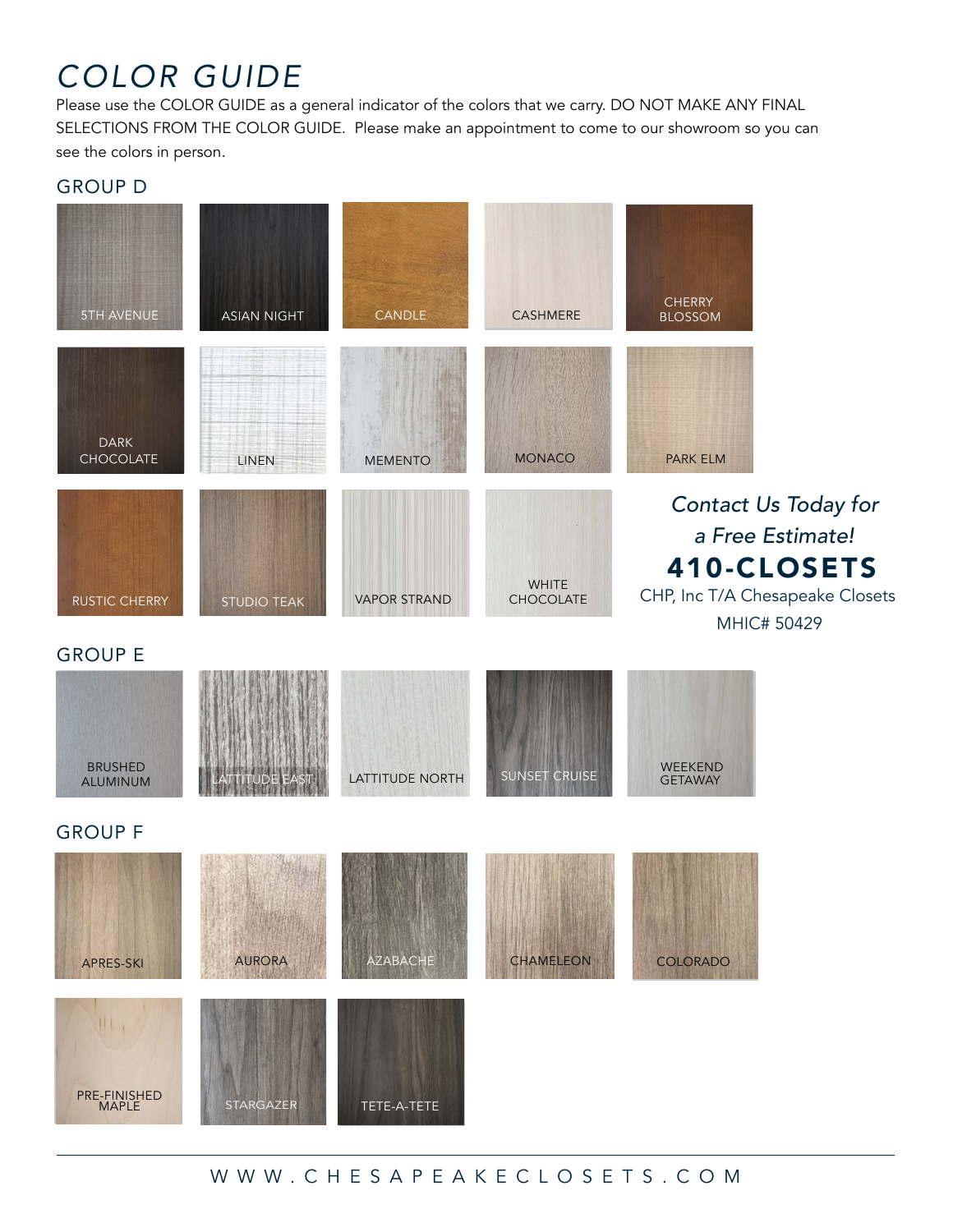# *COLOR GUIDE*

Please use the COLOR GUIDE as a general indicator of the colors that we carry. DO NOT MAKE ANY FINAL SELECTIONS FROM THE COLOR GUIDE. Please make an appointment to come to our showroom so you can see the colors in person.

## GROUP D

5TH AVENUE

ASIAN NIGHT

CANDLE

CASHMERE

CHERRY BLOSSOM

DARK CHOCOLATE

LINEN

MEMENTO

MONACO

PARK ELM

RUSTIC CHERRY

STUDIO TEAK

VAPOR STRAND

WHITE CHOCOLATE

*Contact Us Today for a Free Estimate!*

**410-CLOSETS**

CHP, Inc T/A Chesapeake Closets

MHIC# 50429

## GROUP E

BRUSHED ALUMINUM

LATTITUDE EAST

LATTITUDE NORTH

SUNSET CRUISE

WEEKEND GETAWAY

## GROUP F

APRES-SKI

AURORA

AZABACHE

CHAMELEON

COLORADO

PRE-FINISHED MAPLE

STARGAZER

TETE-A-TETE

WWW.CHESAPEAKECLOSETS.COM